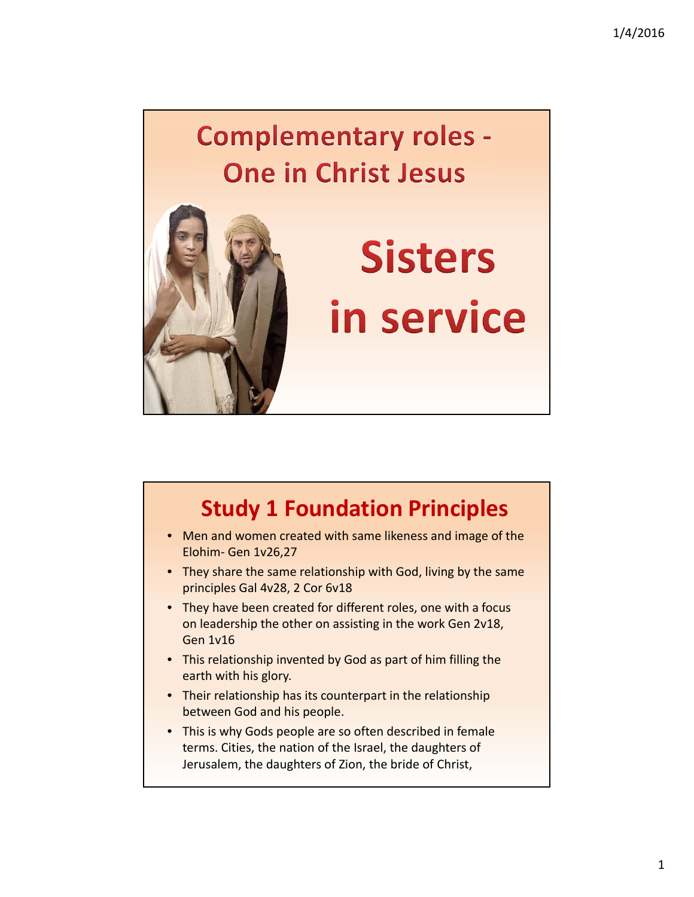# Complementary roles - One in Christ Jesus

# Sisters in service

## Study 1 Foundation Principles

- Men and women created with same likeness and image of the Elohim- Gen 1v26,27
- They share the same relationship with God, living by the same principles Gal 4v28, 2 Cor 6v18
- They have been created for different roles, one with a focus on leadership the other on assisting in the work Gen 2v18, Gen 1v16
- This relationship invented by God as part of him filling the earth with his glory.
- Their relationship has its counterpart in the relationship between God and his people.
- This is why Gods people are so often described in female terms. Cities, the nation of the Israel, the daughters of Jerusalem, the daughters of Zion, the bride of Christ,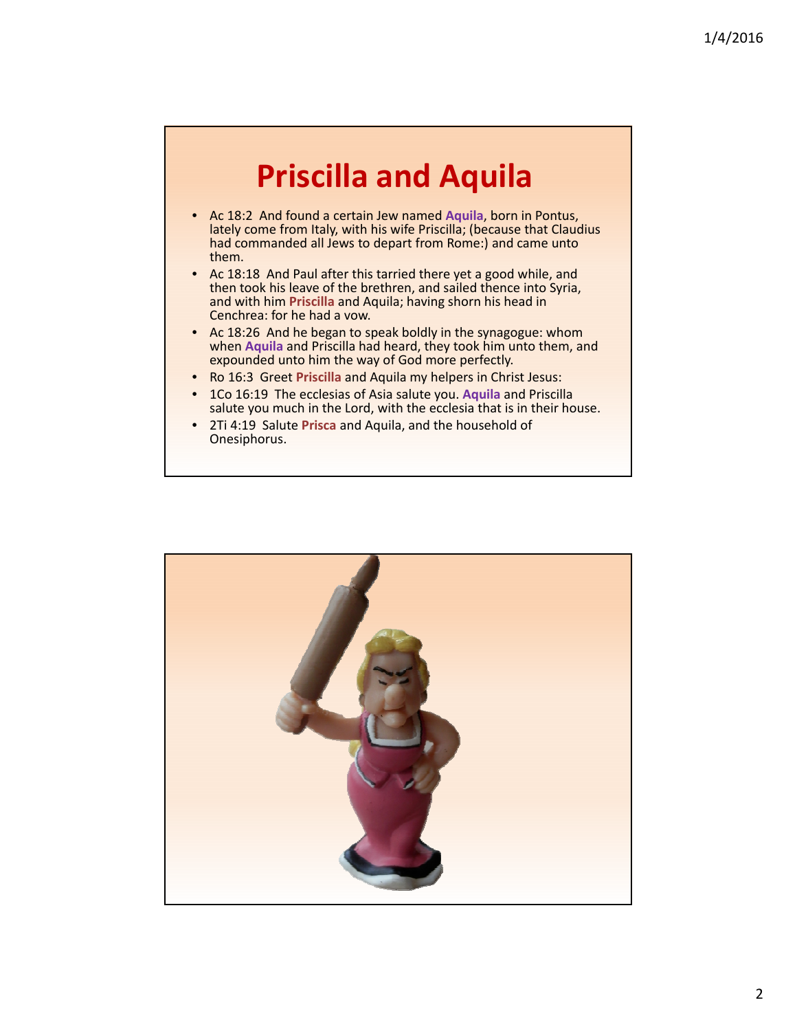# Priscilla and Aquila

- Ac 18:2 And found a certain Jew named **Aquila**, born in Pontus, lately come from Italy, with his wife Priscilla; (because that Claudius had commanded all Jews to depart from Rome:) and came unto them.
- Ac 18:18 And Paul after this tarried there yet a good while, and then took his leave of the brethren, and sailed thence into Syria, and with him **Priscilla** and Aquila; having shorn his head in Cenchrea: for he had a vow.
- Ac 18:26 And he began to speak boldly in the synagogue: whom when **Aquila** and Priscilla had heard, they took him unto them, and expounded unto him the way of God more perfectly.
- Ro 16:3 Greet **Priscilla** and Aquila my helpers in Christ Jesus:
- 1Co 16:19 The ecclesias of Asia salute you. **Aquila** and Priscilla salute you much in the Lord, with the ecclesia that is in their house.
- 2Ti 4:19 Salute **Prisca** and Aquila, and the household of Onesiphorus.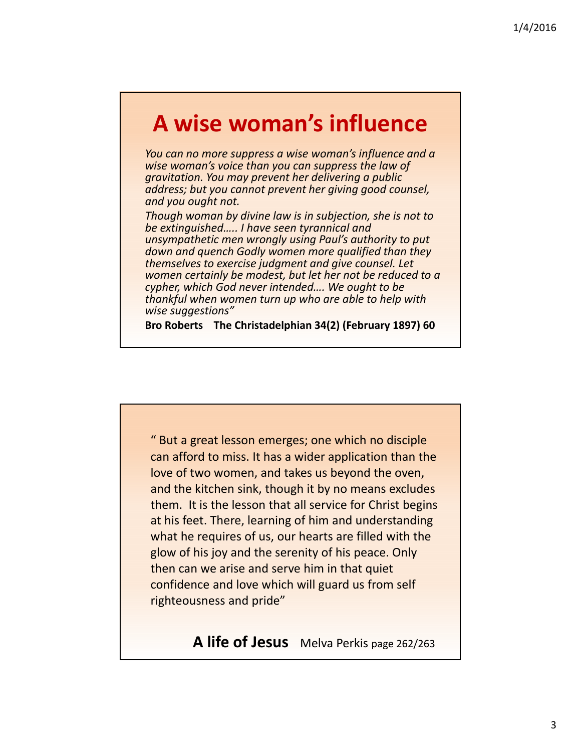# A wise woman's influence

*You can no more suppress a wise woman's influence and a wise woman's voice than you can suppress the law of gravitation. You may prevent her delivering a public address; but you cannot prevent her giving good counsel, and you ought not.*

*Though woman by divine law is in subjection, she is not to be extinguished….. I have seen tyrannical and unsympathetic men wrongly using Paul's authority to put down and quench Godly women more qualified than they themselves to exercise judgment and give counsel. Let women certainly be modest, but let her not be reduced to a cypher, which God never intended…. We ought to be thankful when women turn up who are able to help with wise suggestions"*

**Bro Roberts The Christadelphian 34(2) (February 1897) 60**

" But a great lesson emerges; one which no disciple can afford to miss. It has a wider application than the love of two women, and takes us beyond the oven, and the kitchen sink, though it by no means excludes them. It is the lesson that all service for Christ begins at his feet. There, learning of him and understanding what he requires of us, our hearts are filled with the glow of his joy and the serenity of his peace. Only then can we arise and serve him in that quiet confidence and love which will guard us from self righteousness and pride"

**A life of Jesus** Melva Perkis page 262/263